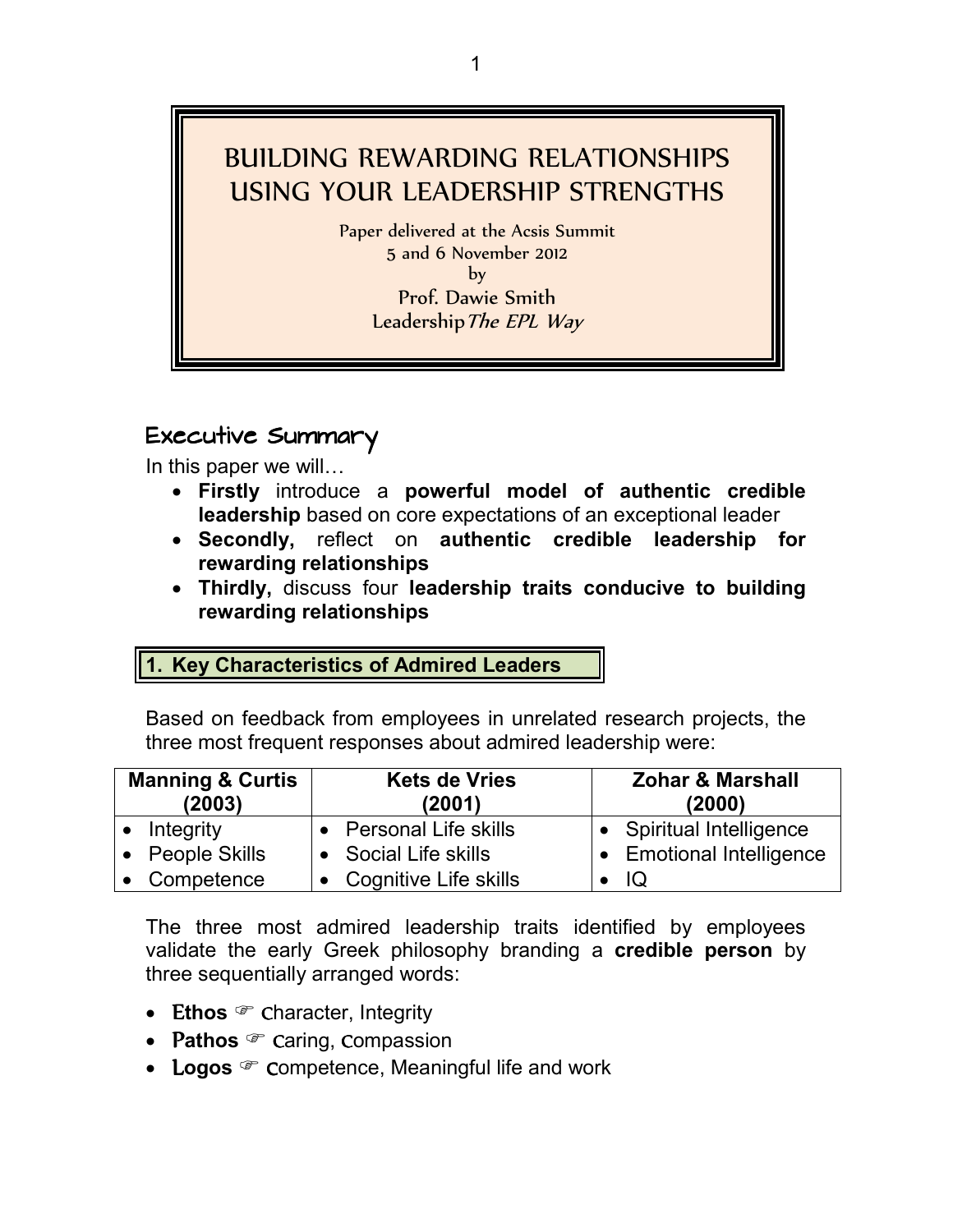# BUILDING REWARDING RELATIONSHIPS USING YOUR LEADERSHIP STRENGTHS

Paper delivered at the Acsis Summit
5 and 6 November 2012
by
Prof. Dawie Smith
Leadership *The EPL Way*

## Executive Summary

In this paper we will…

- **Firstly** introduce a **powerful model of authentic credible leadership** based on core expectations of an exceptional leader
- **Secondly,** reflect on **authentic credible leadership for rewarding relationships**
- **Thirdly,** discuss four **leadership traits conducive to building rewarding relationships**

## 1. Key Characteristics of Admired Leaders

Based on feedback from employees in unrelated research projects, the three most frequent responses about admired leadership were:

| Manning & Curtis (2003) | Kets de Vries (2001) | Zohar & Marshall (2000) |
|---|---|---|
| • Integrity | • Personal Life skills | • Spiritual Intelligence |
| • People Skills | • Social Life skills | • Emotional Intelligence |
| • Competence | • Cognitive Life skills | • IQ |

The three most admired leadership traits identified by employees validate the early Greek philosophy branding a **credible person** by three sequentially arranged words:

- **Ethos** ☞ Character, Integrity
- **Pathos** ☞ Caring, Compassion
- **Logos** ☞ Competence, Meaningful life and work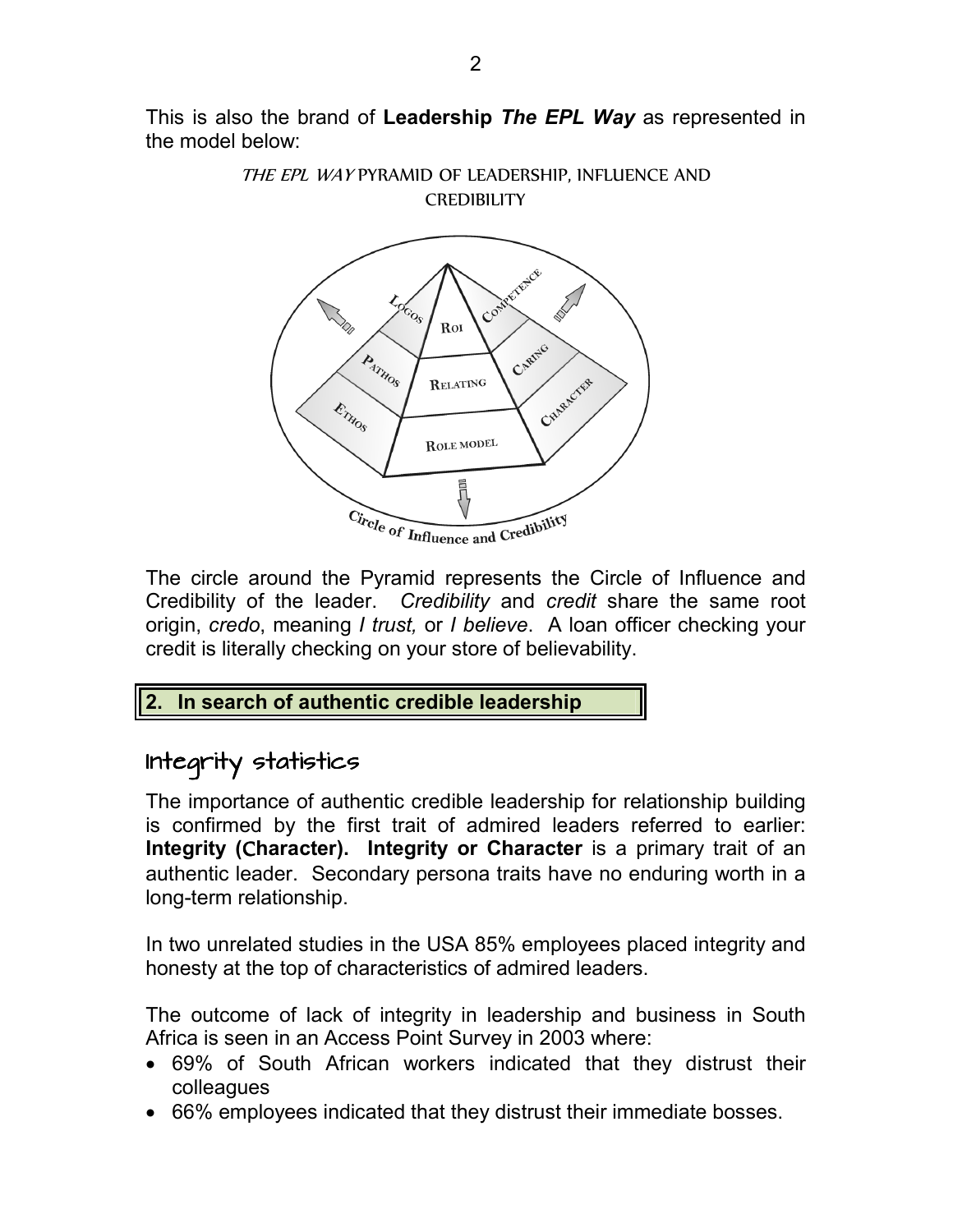This is also the brand of **Leadership *The EPL Way*** as represented in the model below:

*THE EPL WAY* PYRAMID OF LEADERSHIP, INFLUENCE AND CREDIBILITY

The circle around the Pyramid represents the Circle of Influence and Credibility of the leader. *Credibility* and *credit* share the same root origin, *credo*, meaning *I trust,* or *I believe*. A loan officer checking your credit is literally checking on your store of believability.

## 2. In search of authentic credible leadership

### Integrity statistics

The importance of authentic credible leadership for relationship building is confirmed by the first trait of admired leaders referred to earlier: **Integrity (Character). Integrity or Character** is a primary trait of an authentic leader. Secondary persona traits have no enduring worth in a long-term relationship.

In two unrelated studies in the USA 85% employees placed integrity and honesty at the top of characteristics of admired leaders.

The outcome of lack of integrity in leadership and business in South Africa is seen in an Access Point Survey in 2003 where:

- 69% of South African workers indicated that they distrust their colleagues
- 66% employees indicated that they distrust their immediate bosses.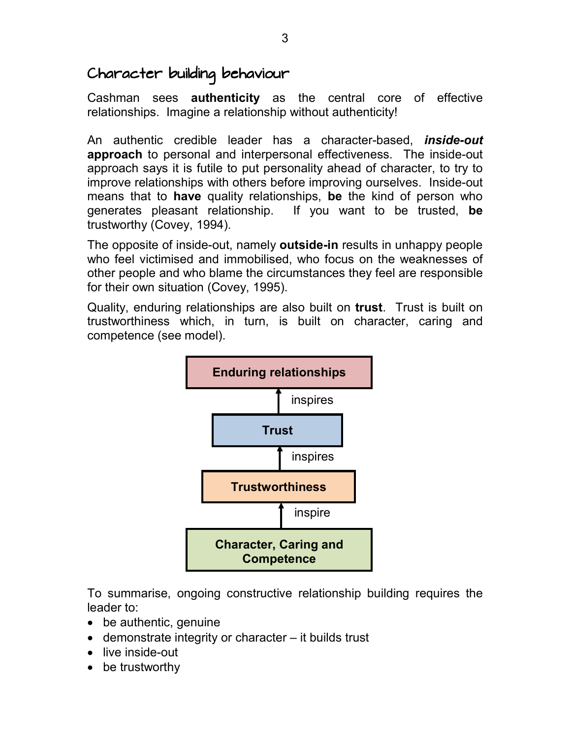## Character building behaviour

Cashman sees **authenticity** as the central core of effective relationships. Imagine a relationship without authenticity!

An authentic credible leader has a character-based, ***inside-out* approach** to personal and interpersonal effectiveness. The inside-out approach says it is futile to put personality ahead of character, to try to improve relationships with others before improving ourselves. Inside-out means that to **have** quality relationships, **be** the kind of person who generates pleasant relationship. If you want to be trusted, **be** trustworthy (Covey, 1994).

The opposite of inside-out, namely **outside-in** results in unhappy people who feel victimised and immobilised, who focus on the weaknesses of other people and who blame the circumstances they feel are responsible for their own situation (Covey, 1995).

Quality, enduring relationships are also built on **trust**. Trust is built on trustworthiness which, in turn, is built on character, caring and competence (see model).

**Enduring relationships**

↑ inspires

**Trust**

↑ inspires

**Trustworthiness**

↑ inspire

**Character, Caring and Competence**

To summarise, ongoing constructive relationship building requires the leader to:

- be authentic, genuine
- demonstrate integrity or character – it builds trust
- live inside-out
- be trustworthy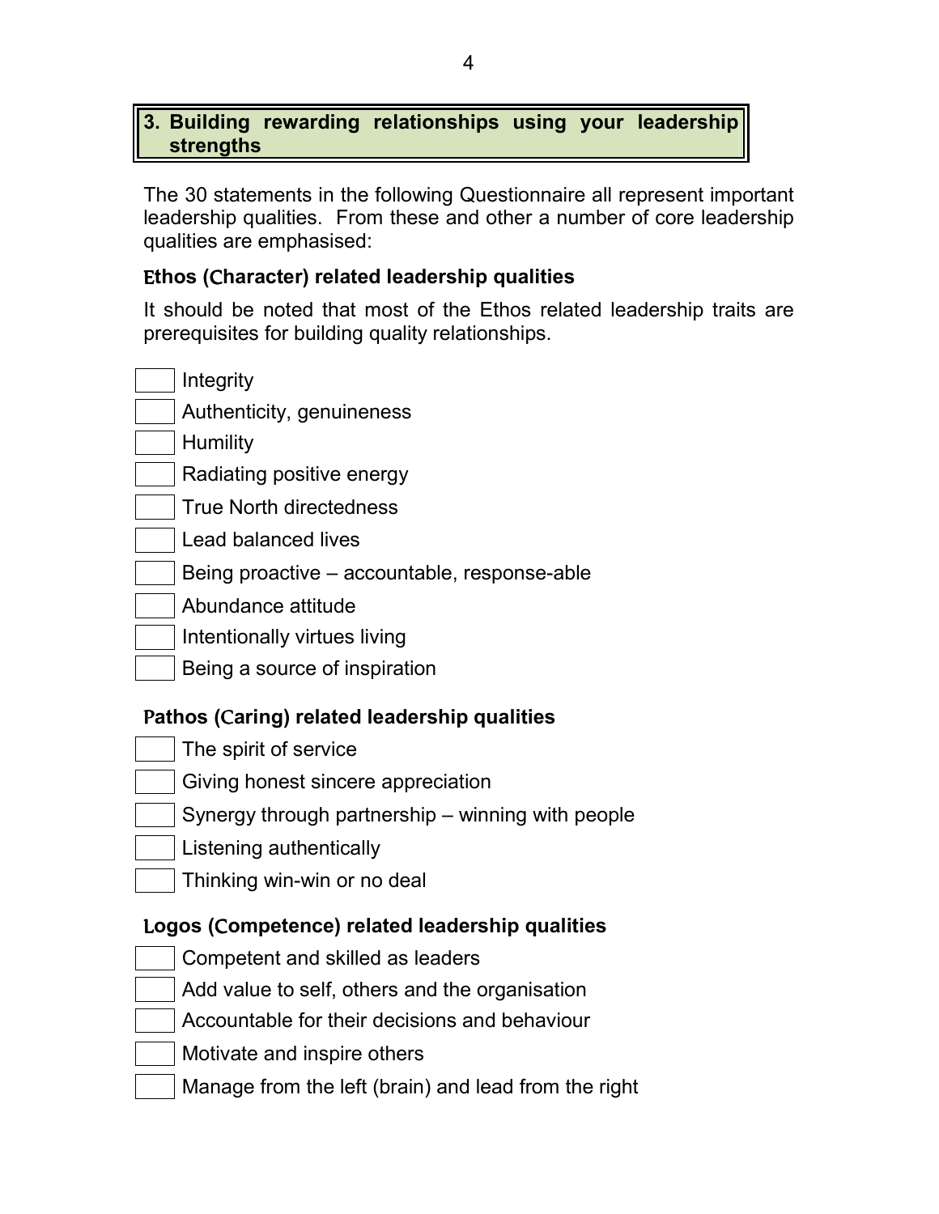## 3. Building rewarding relationships using your leadership strengths

The 30 statements in the following Questionnaire all represent important leadership qualities. From these and other a number of core leadership qualities are emphasised:

### Ethos (Character) related leadership qualities

It should be noted that most of the Ethos related leadership traits are prerequisites for building quality relationships.

- [ ] Integrity
- [ ] Authenticity, genuineness
- [ ] Humility
- [ ] Radiating positive energy
- [ ] True North directedness
- [ ] Lead balanced lives
- [ ] Being proactive – accountable, response-able
- [ ] Abundance attitude
- [ ] Intentionally virtues living
- [ ] Being a source of inspiration

### Pathos (Caring) related leadership qualities

- [ ] The spirit of service
- [ ] Giving honest sincere appreciation
- [ ] Synergy through partnership – winning with people
- [ ] Listening authentically
- [ ] Thinking win-win or no deal

### Logos (Competence) related leadership qualities

- [ ] Competent and skilled as leaders
- [ ] Add value to self, others and the organisation
- [ ] Accountable for their decisions and behaviour
- [ ] Motivate and inspire others
- [ ] Manage from the left (brain) and lead from the right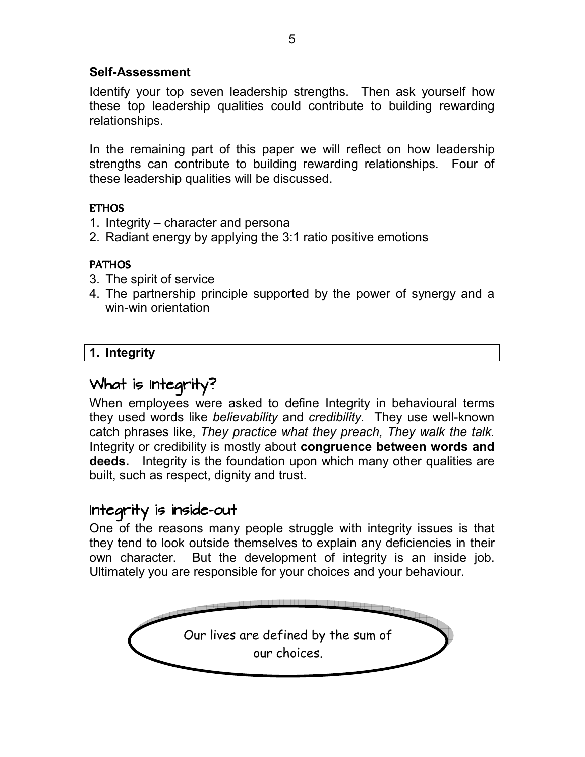### Self-Assessment

Identify your top seven leadership strengths. Then ask yourself how these top leadership qualities could contribute to building rewarding relationships.

In the remaining part of this paper we will reflect on how leadership strengths can contribute to building rewarding relationships. Four of these leadership qualities will be discussed.

**ETHOS**

1. Integrity – character and persona
2. Radiant energy by applying the 3:1 ratio positive emotions

**PATHOS**

3. The spirit of service
4. The partnership principle supported by the power of synergy and a win-win orientation

## 1. Integrity

## What is Integrity?

When employees were asked to define Integrity in behavioural terms they used words like *believability* and *credibility.* They use well-known catch phrases like, *They practice what they preach, They walk the talk.* Integrity or credibility is mostly about **congruence between words and deeds.** Integrity is the foundation upon which many other qualities are built, such as respect, dignity and trust.

## Integrity is inside-out

One of the reasons many people struggle with integrity issues is that they tend to look outside themselves to explain any deficiencies in their own character. But the development of integrity is an inside job. Ultimately you are responsible for your choices and your behaviour.

> Our lives are defined by the sum of our choices.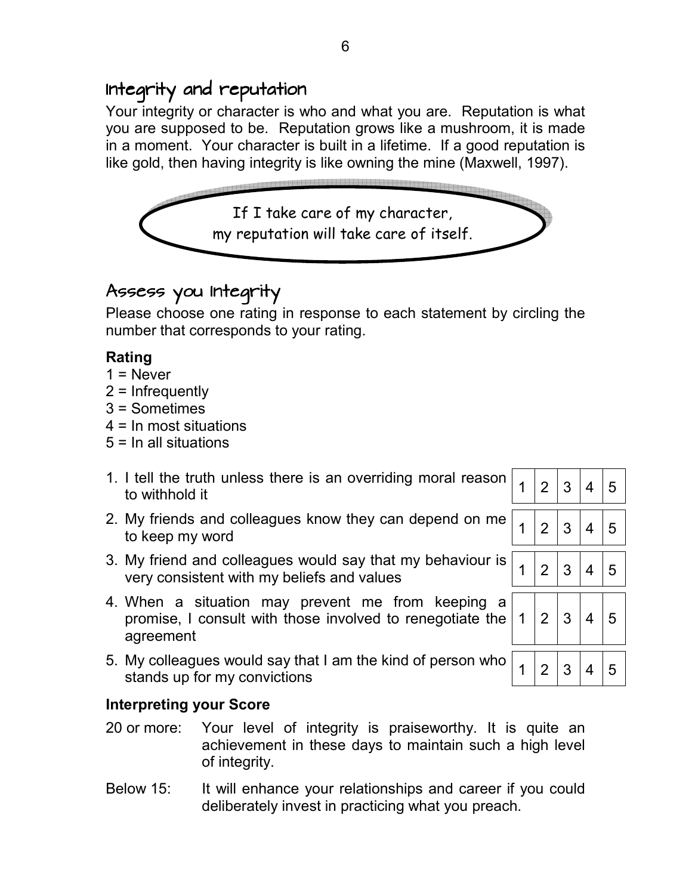## Integrity and reputation

Your integrity or character is who and what you are. Reputation is what you are supposed to be. Reputation grows like a mushroom, it is made in a moment. Your character is built in a lifetime. If a good reputation is like gold, then having integrity is like owning the mine (Maxwell, 1997).

> If I take care of my character,
> my reputation will take care of itself.

## Assess you Integrity

Please choose one rating in response to each statement by circling the number that corresponds to your rating.

**Rating**

1 = Never
2 = Infrequently
3 = Sometimes
4 = In most situations
5 = In all situations

| Statement | | | | | |
|---|---|---|---|---|---|
| 1. I tell the truth unless there is an overriding moral reason to withhold it | 1 | 2 | 3 | 4 | 5 |
| 2. My friends and colleagues know they can depend on me to keep my word | 1 | 2 | 3 | 4 | 5 |
| 3. My friend and colleagues would say that my behaviour is very consistent with my beliefs and values | 1 | 2 | 3 | 4 | 5 |
| 4. When a situation may prevent me from keeping a promise, I consult with those involved to renegotiate the agreement | 1 | 2 | 3 | 4 | 5 |
| 5. My colleagues would say that I am the kind of person who stands up for my convictions | 1 | 2 | 3 | 4 | 5 |

**Interpreting your Score**

20 or more: Your level of integrity is praiseworthy. It is quite an achievement in these days to maintain such a high level of integrity.

Below 15: It will enhance your relationships and career if you could deliberately invest in practicing what you preach.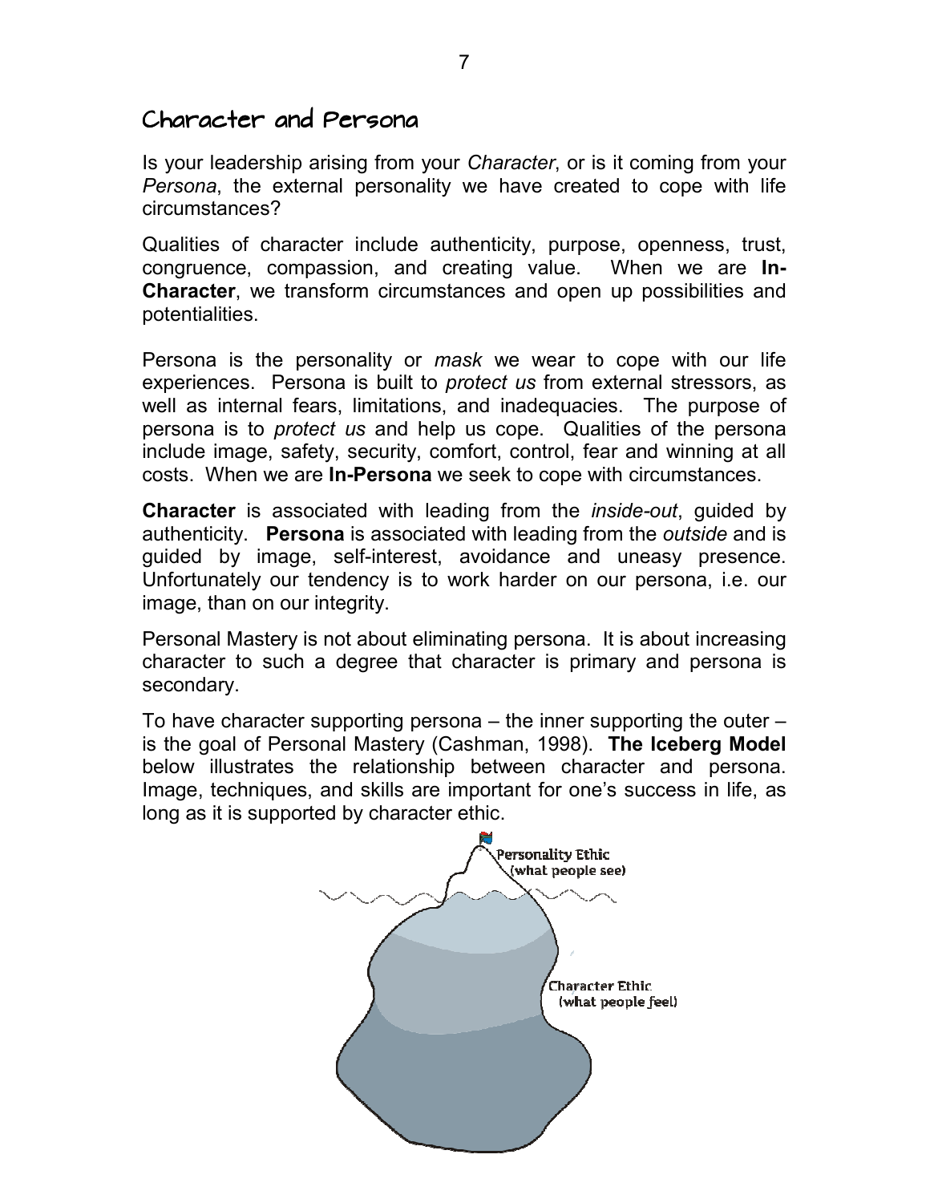## Character and Persona

Is your leadership arising from your *Character*, or is it coming from your *Persona*, the external personality we have created to cope with life circumstances?

Qualities of character include authenticity, purpose, openness, trust, congruence, compassion, and creating value. When we are **In-Character**, we transform circumstances and open up possibilities and potentialities.

Persona is the personality or *mask* we wear to cope with our life experiences. Persona is built to *protect us* from external stressors, as well as internal fears, limitations, and inadequacies. The purpose of persona is to *protect us* and help us cope. Qualities of the persona include image, safety, security, comfort, control, fear and winning at all costs. When we are **In-Persona** we seek to cope with circumstances.

**Character** is associated with leading from the *inside-out*, guided by authenticity. **Persona** is associated with leading from the *outside* and is guided by image, self-interest, avoidance and uneasy presence. Unfortunately our tendency is to work harder on our persona, i.e. our image, than on our integrity.

Personal Mastery is not about eliminating persona. It is about increasing character to such a degree that character is primary and persona is secondary.

To have character supporting persona – the inner supporting the outer – is the goal of Personal Mastery (Cashman, 1998). **The Iceberg Model** below illustrates the relationship between character and persona. Image, techniques, and skills are important for one's success in life, as long as it is supported by character ethic.

Personality Ethic (what people see)

Character Ethic (what people feel)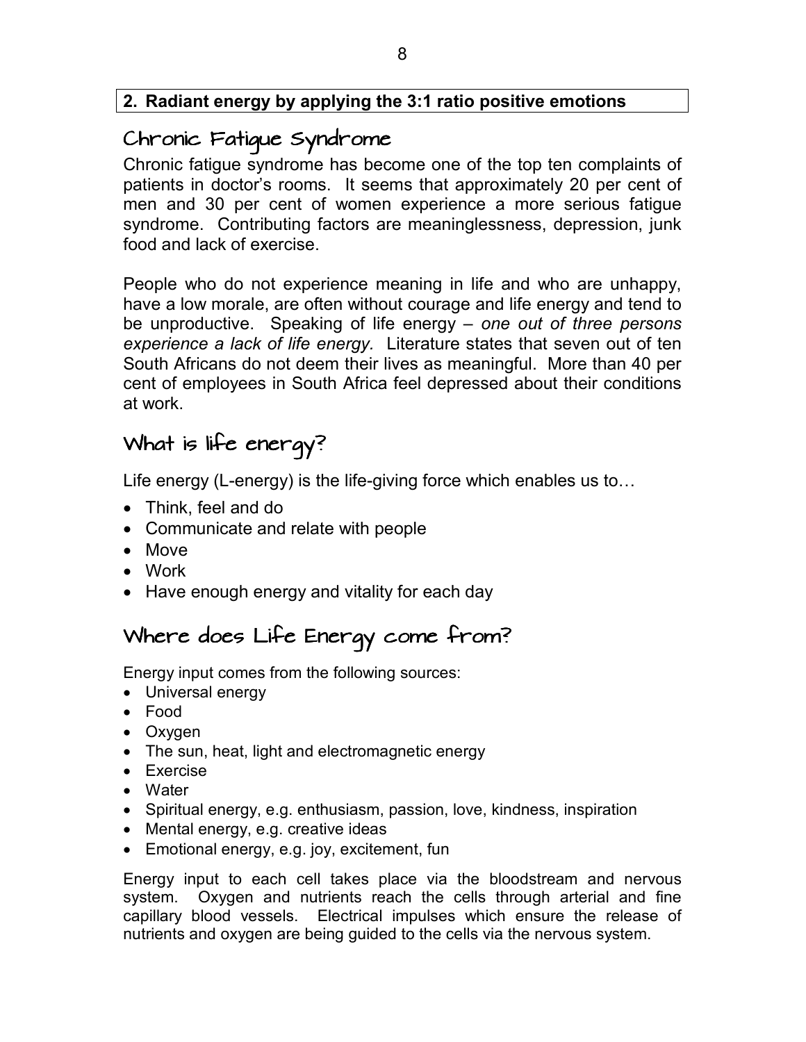## 2. Radiant energy by applying the 3:1 ratio positive emotions

## Chronic Fatigue Syndrome

Chronic fatigue syndrome has become one of the top ten complaints of patients in doctor's rooms. It seems that approximately 20 per cent of men and 30 per cent of women experience a more serious fatigue syndrome. Contributing factors are meaninglessness, depression, junk food and lack of exercise.

People who do not experience meaning in life and who are unhappy, have a low morale, are often without courage and life energy and tend to be unproductive. Speaking of life energy – *one out of three persons experience a lack of life energy.* Literature states that seven out of ten South Africans do not deem their lives as meaningful. More than 40 per cent of employees in South Africa feel depressed about their conditions at work.

## What is life energy?

Life energy (L-energy) is the life-giving force which enables us to…

- Think, feel and do
- Communicate and relate with people
- Move
- Work
- Have enough energy and vitality for each day

## Where does Life Energy come from?

Energy input comes from the following sources:

- Universal energy
- Food
- Oxygen
- The sun, heat, light and electromagnetic energy
- Exercise
- Water
- Spiritual energy, e.g. enthusiasm, passion, love, kindness, inspiration
- Mental energy, e.g. creative ideas
- Emotional energy, e.g. joy, excitement, fun

Energy input to each cell takes place via the bloodstream and nervous system. Oxygen and nutrients reach the cells through arterial and fine capillary blood vessels. Electrical impulses which ensure the release of nutrients and oxygen are being guided to the cells via the nervous system.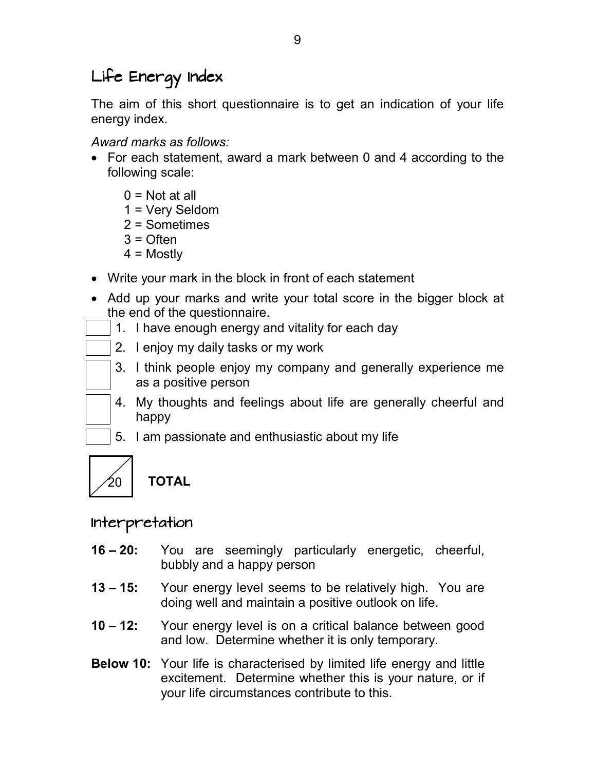## Life Energy Index

The aim of this short questionnaire is to get an indication of your life energy index.

*Award marks as follows:*

- For each statement, award a mark between 0 and 4 according to the following scale:

  0 = Not at all
  1 = Very Seldom
  2 = Sometimes
  3 = Often
  4 = Mostly

- Write your mark in the block in front of each statement
- Add up your marks and write your total score in the bigger block at the end of the questionnaire.

[ ] 1. I have enough energy and vitality for each day

[ ] 2. I enjoy my daily tasks or my work

[ ] 3. I think people enjoy my company and generally experience me as a positive person

[ ] 4. My thoughts and feelings about life are generally cheerful and happy

[ ] 5. I am passionate and enthusiastic about my life

[ /20 ] **TOTAL**

## Interpretation

**16 – 20:** You are seemingly particularly energetic, cheerful, bubbly and a happy person

**13 – 15:** Your energy level seems to be relatively high. You are doing well and maintain a positive outlook on life.

**10 – 12:** Your energy level is on a critical balance between good and low. Determine whether it is only temporary.

**Below 10:** Your life is characterised by limited life energy and little excitement. Determine whether this is your nature, or if your life circumstances contribute to this.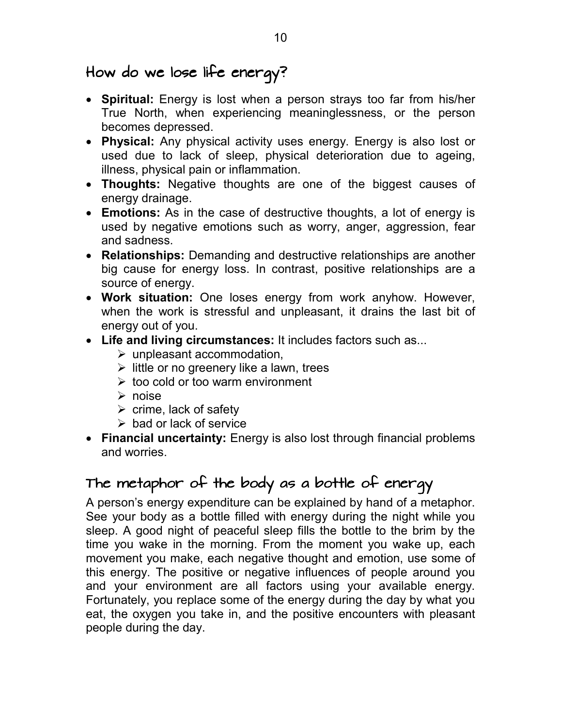## How do we lose life energy?

- **Spiritual:** Energy is lost when a person strays too far from his/her True North, when experiencing meaninglessness, or the person becomes depressed.
- **Physical:** Any physical activity uses energy. Energy is also lost or used due to lack of sleep, physical deterioration due to ageing, illness, physical pain or inflammation.
- **Thoughts:** Negative thoughts are one of the biggest causes of energy drainage.
- **Emotions:** As in the case of destructive thoughts, a lot of energy is used by negative emotions such as worry, anger, aggression, fear and sadness.
- **Relationships:** Demanding and destructive relationships are another big cause for energy loss. In contrast, positive relationships are a source of energy.
- **Work situation:** One loses energy from work anyhow. However, when the work is stressful and unpleasant, it drains the last bit of energy out of you.
- **Life and living circumstances:** It includes factors such as...
    - unpleasant accommodation,
    - little or no greenery like a lawn, trees
    - too cold or too warm environment
    - noise
    - crime, lack of safety
    - bad or lack of service
- **Financial uncertainty:** Energy is also lost through financial problems and worries.

## The metaphor of the body as a bottle of energy

A person's energy expenditure can be explained by hand of a metaphor. See your body as a bottle filled with energy during the night while you sleep. A good night of peaceful sleep fills the bottle to the brim by the time you wake in the morning. From the moment you wake up, each movement you make, each negative thought and emotion, use some of this energy. The positive or negative influences of people around you and your environment are all factors using your available energy. Fortunately, you replace some of the energy during the day by what you eat, the oxygen you take in, and the positive encounters with pleasant people during the day.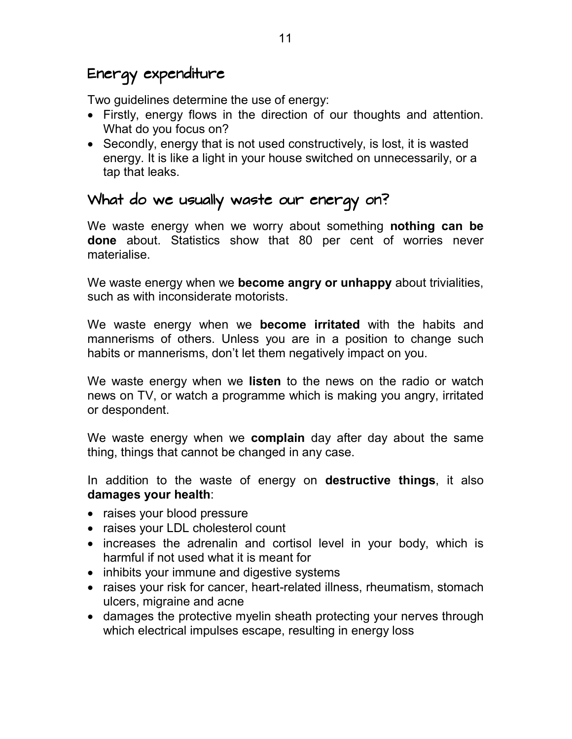## Energy expenditure

Two guidelines determine the use of energy:

- Firstly, energy flows in the direction of our thoughts and attention. What do you focus on?
- Secondly, energy that is not used constructively, is lost, it is wasted energy. It is like a light in your house switched on unnecessarily, or a tap that leaks.

## What do we usually waste our energy on?

We waste energy when we worry about something **nothing can be done** about. Statistics show that 80 per cent of worries never materialise.

We waste energy when we **become angry or unhappy** about trivialities, such as with inconsiderate motorists.

We waste energy when we **become irritated** with the habits and mannerisms of others. Unless you are in a position to change such habits or mannerisms, don't let them negatively impact on you.

We waste energy when we **listen** to the news on the radio or watch news on TV, or watch a programme which is making you angry, irritated or despondent.

We waste energy when we **complain** day after day about the same thing, things that cannot be changed in any case.

In addition to the waste of energy on **destructive things**, it also **damages your health**:

- raises your blood pressure
- raises your LDL cholesterol count
- increases the adrenalin and cortisol level in your body, which is harmful if not used what it is meant for
- inhibits your immune and digestive systems
- raises your risk for cancer, heart-related illness, rheumatism, stomach ulcers, migraine and acne
- damages the protective myelin sheath protecting your nerves through which electrical impulses escape, resulting in energy loss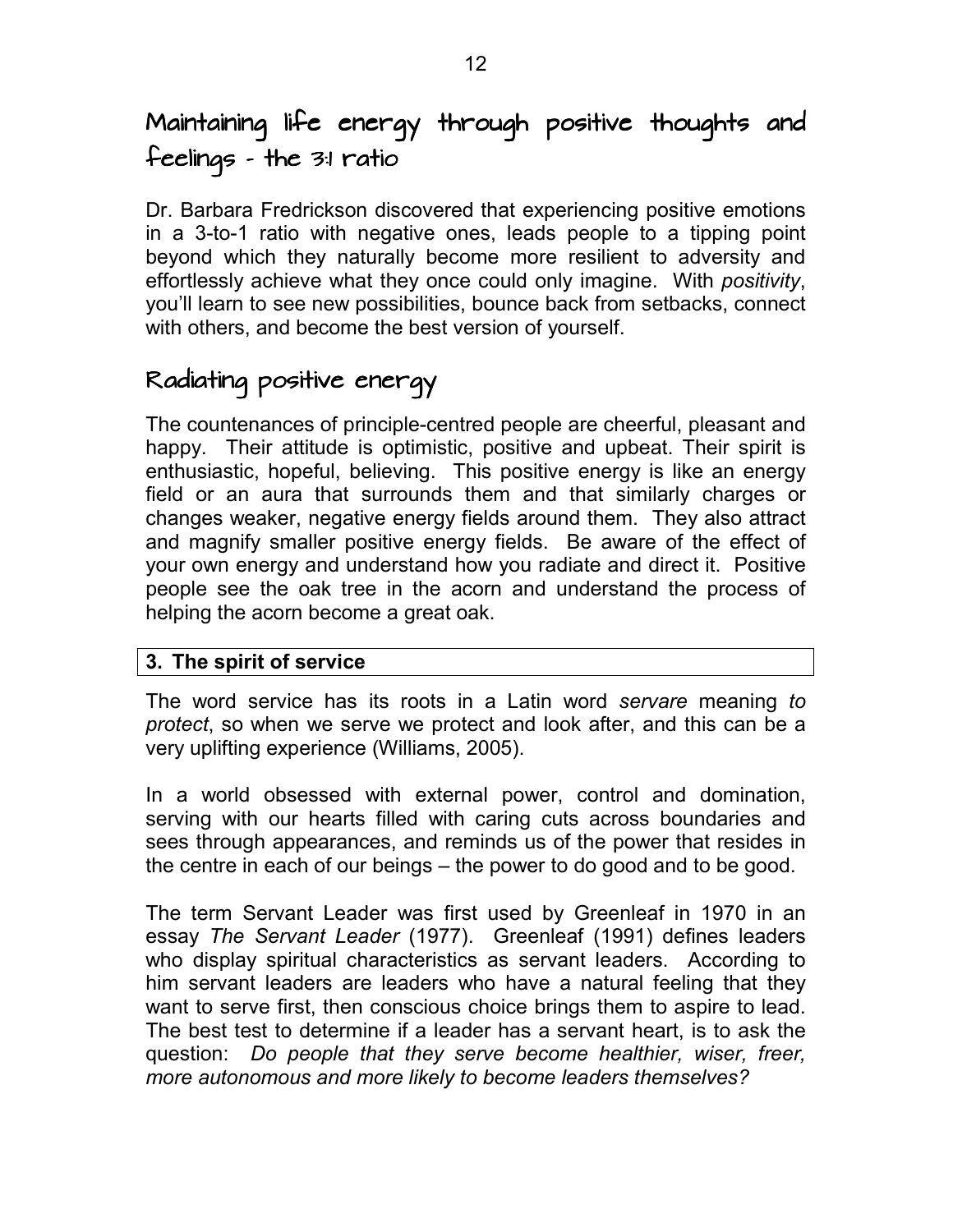## Maintaining life energy through positive thoughts and feelings - the 3:1 ratio

Dr. Barbara Fredrickson discovered that experiencing positive emotions in a 3-to-1 ratio with negative ones, leads people to a tipping point beyond which they naturally become more resilient to adversity and effortlessly achieve what they once could only imagine. With *positivity*, you'll learn to see new possibilities, bounce back from setbacks, connect with others, and become the best version of yourself.

## Radiating positive energy

The countenances of principle-centred people are cheerful, pleasant and happy. Their attitude is optimistic, positive and upbeat. Their spirit is enthusiastic, hopeful, believing. This positive energy is like an energy field or an aura that surrounds them and that similarly charges or changes weaker, negative energy fields around them. They also attract and magnify smaller positive energy fields. Be aware of the effect of your own energy and understand how you radiate and direct it. Positive people see the oak tree in the acorn and understand the process of helping the acorn become a great oak.

### 3. The spirit of service

The word service has its roots in a Latin word *servare* meaning *to protect*, so when we serve we protect and look after, and this can be a very uplifting experience (Williams, 2005).

In a world obsessed with external power, control and domination, serving with our hearts filled with caring cuts across boundaries and sees through appearances, and reminds us of the power that resides in the centre in each of our beings – the power to do good and to be good.

The term Servant Leader was first used by Greenleaf in 1970 in an essay *The Servant Leader* (1977). Greenleaf (1991) defines leaders who display spiritual characteristics as servant leaders. According to him servant leaders are leaders who have a natural feeling that they want to serve first, then conscious choice brings them to aspire to lead. The best test to determine if a leader has a servant heart, is to ask the question: *Do people that they serve become healthier, wiser, freer, more autonomous and more likely to become leaders themselves?*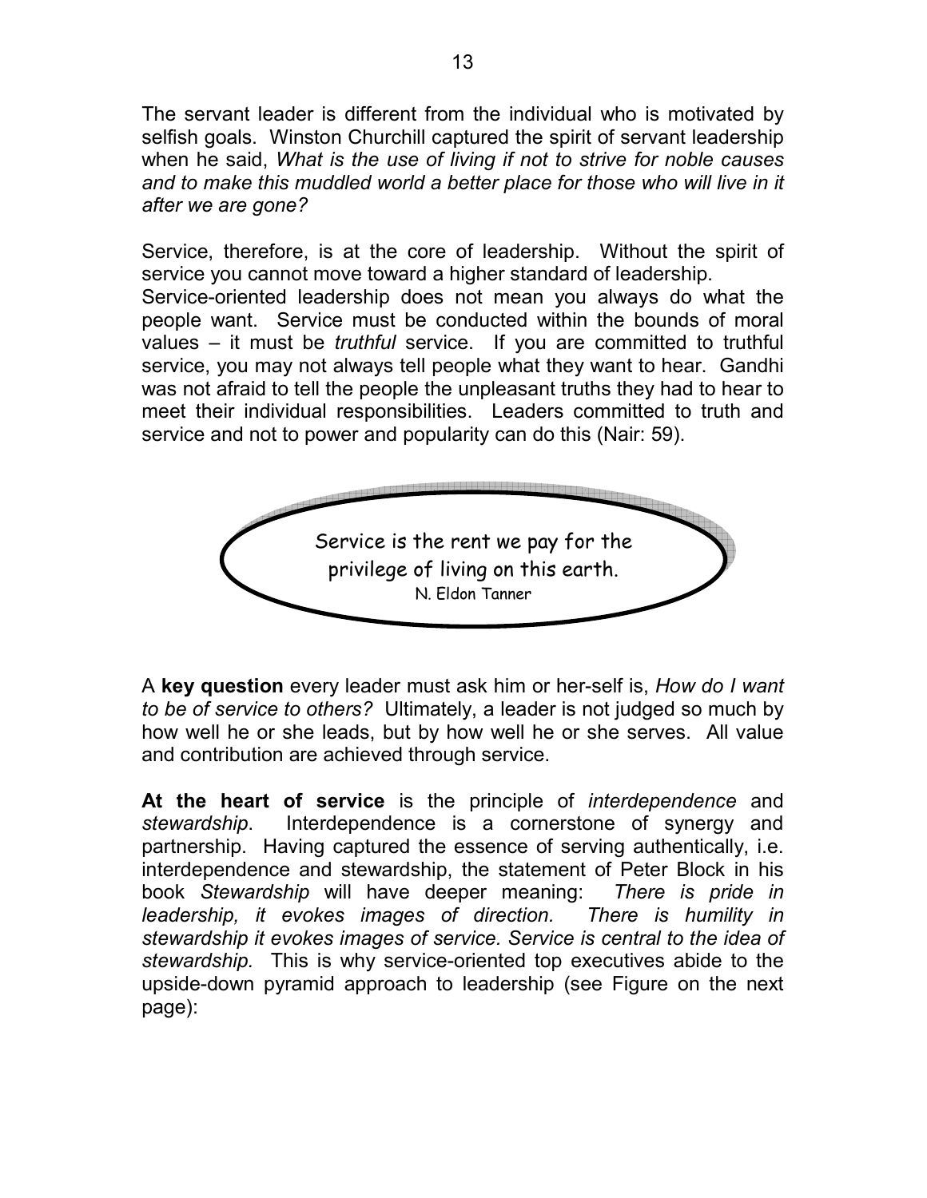The servant leader is different from the individual who is motivated by selfish goals. Winston Churchill captured the spirit of servant leadership when he said, *What is the use of living if not to strive for noble causes and to make this muddled world a better place for those who will live in it after we are gone?*

Service, therefore, is at the core of leadership. Without the spirit of service you cannot move toward a higher standard of leadership.
Service-oriented leadership does not mean you always do what the people want. Service must be conducted within the bounds of moral values – it must be *truthful* service. If you are committed to truthful service, you may not always tell people what they want to hear. Gandhi was not afraid to tell the people the unpleasant truths they had to hear to meet their individual responsibilities. Leaders committed to truth and service and not to power and popularity can do this (Nair: 59).

> Service is the rent we pay for the privilege of living on this earth.
> N. Eldon Tanner

A **key question** every leader must ask him or her-self is, *How do I want to be of service to others?* Ultimately, a leader is not judged so much by how well he or she leads, but by how well he or she serves. All value and contribution are achieved through service.

**At the heart of service** is the principle of *interdependence* and *stewardship*. Interdependence is a cornerstone of synergy and partnership. Having captured the essence of serving authentically, i.e. interdependence and stewardship, the statement of Peter Block in his book *Stewardship* will have deeper meaning: *There is pride in leadership, it evokes images of direction. There is humility in stewardship it evokes images of service. Service is central to the idea of stewardship.* This is why service-oriented top executives abide to the upside-down pyramid approach to leadership (see Figure on the next page):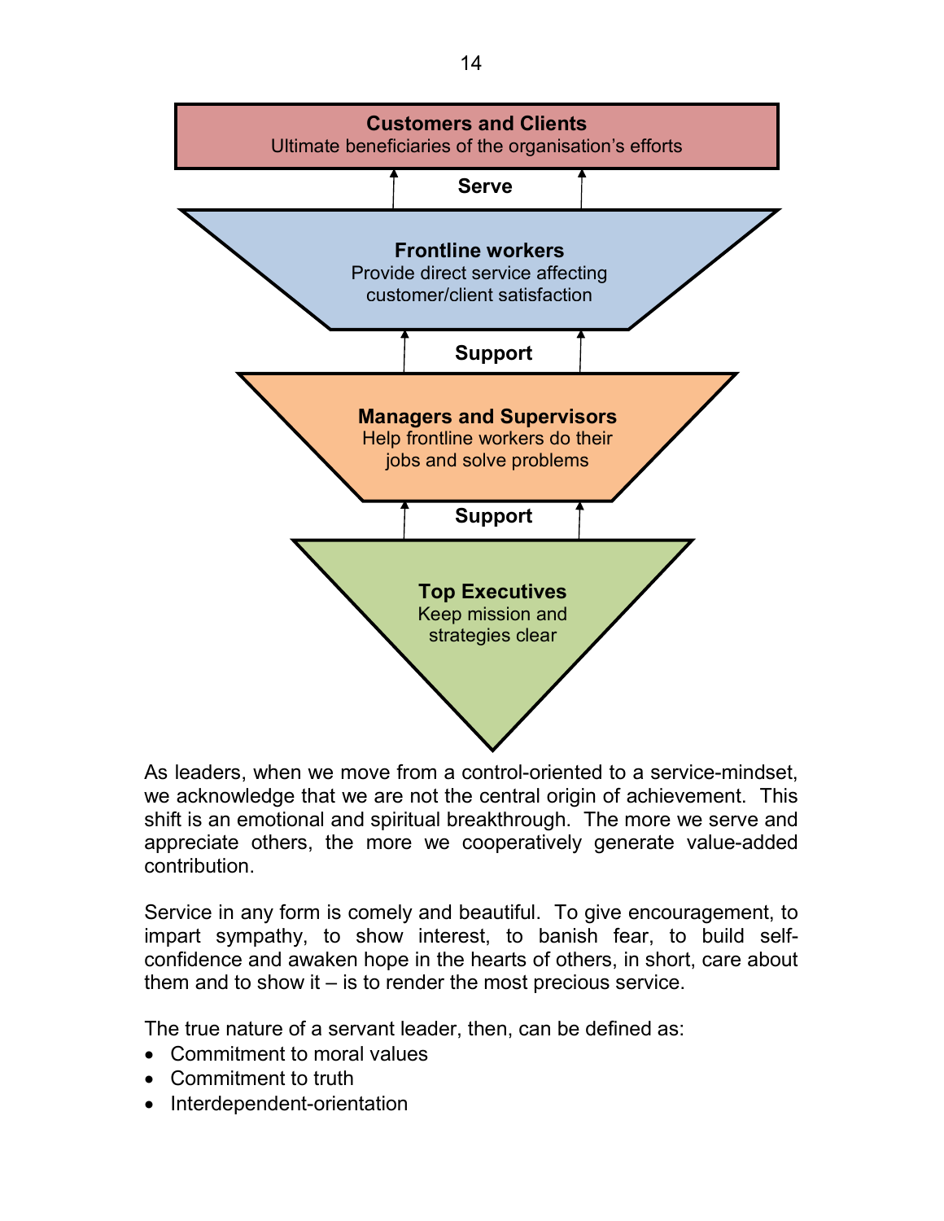**Customers and Clients**
Ultimate beneficiaries of the organisation's efforts

**Serve**

**Frontline workers**
Provide direct service affecting customer/client satisfaction

**Support**

**Managers and Supervisors**
Help frontline workers do their jobs and solve problems

**Support**

**Top Executives**
Keep mission and strategies clear

As leaders, when we move from a control-oriented to a service-mindset, we acknowledge that we are not the central origin of achievement. This shift is an emotional and spiritual breakthrough. The more we serve and appreciate others, the more we cooperatively generate value-added contribution.

Service in any form is comely and beautiful. To give encouragement, to impart sympathy, to show interest, to banish fear, to build self-confidence and awaken hope in the hearts of others, in short, care about them and to show it – is to render the most precious service.

The true nature of a servant leader, then, can be defined as:

- Commitment to moral values
- Commitment to truth
- Interdependent-orientation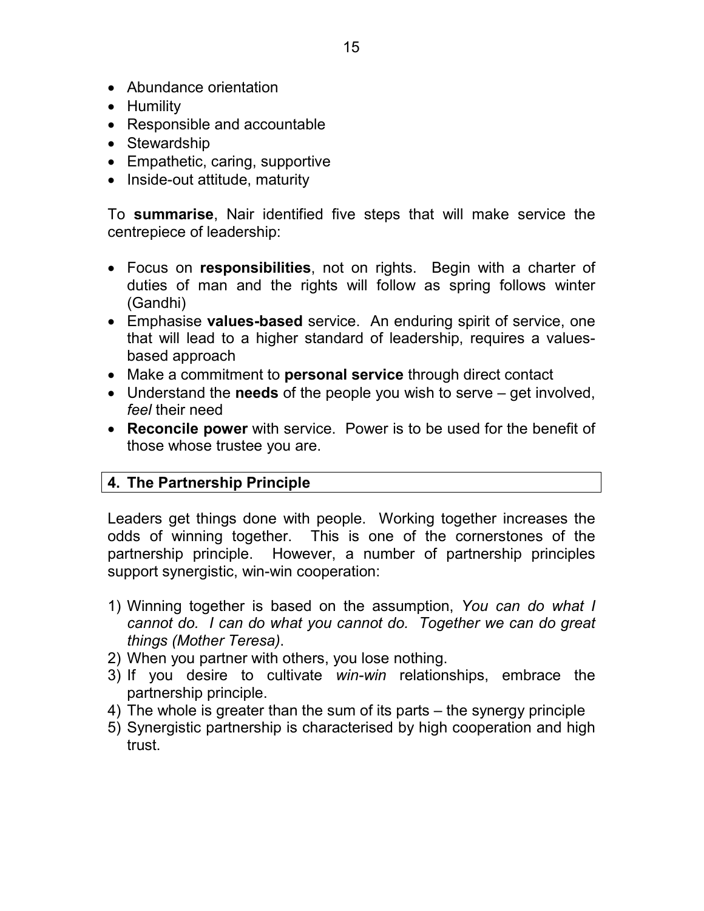- Abundance orientation
- Humility
- Responsible and accountable
- Stewardship
- Empathetic, caring, supportive
- Inside-out attitude, maturity

To **summarise**, Nair identified five steps that will make service the centrepiece of leadership:

- Focus on **responsibilities**, not on rights. Begin with a charter of duties of man and the rights will follow as spring follows winter (Gandhi)
- Emphasise **values-based** service. An enduring spirit of service, one that will lead to a higher standard of leadership, requires a values-based approach
- Make a commitment to **personal service** through direct contact
- Understand the **needs** of the people you wish to serve – get involved, *feel* their need
- **Reconcile power** with service. Power is to be used for the benefit of those whose trustee you are.

## 4. The Partnership Principle

Leaders get things done with people. Working together increases the odds of winning together. This is one of the cornerstones of the partnership principle. However, a number of partnership principles support synergistic, win-win cooperation:

1) Winning together is based on the assumption, *You can do what I cannot do. I can do what you cannot do. Together we can do great things (Mother Teresa)*.
2) When you partner with others, you lose nothing.
3) If you desire to cultivate *win-win* relationships, embrace the partnership principle.
4) The whole is greater than the sum of its parts – the synergy principle
5) Synergistic partnership is characterised by high cooperation and high trust.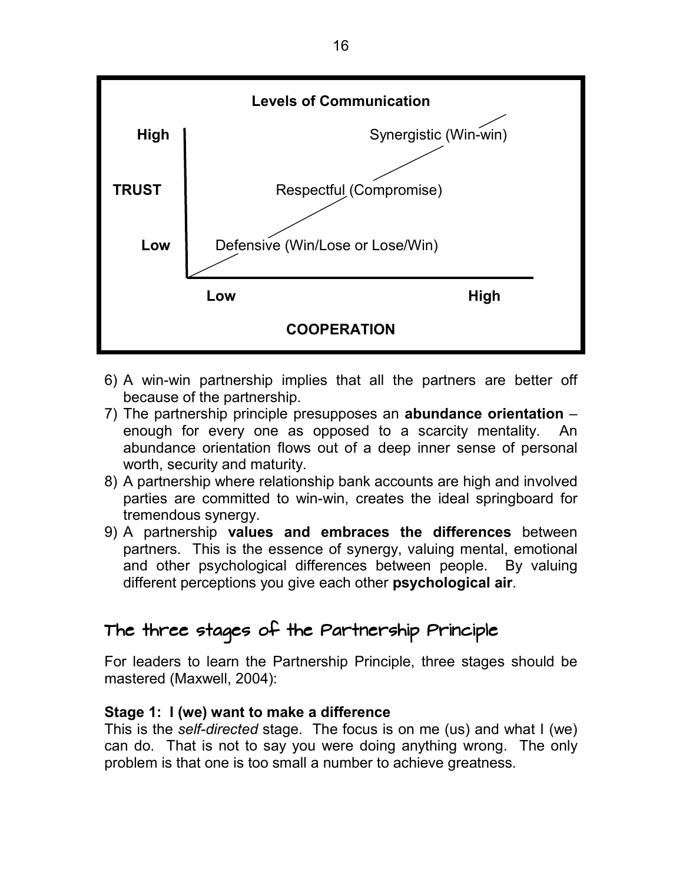**Levels of Communication**

| TRUST | | |
|---|---|---|
| High | | Synergistic (Win-win) |
| | Respectful (Compromise) | |
| Low | Defensive (Win/Lose or Lose/Win) | |
| | Low | High |
| | **COOPERATION** | |

6) A win-win partnership implies that all the partners are better off because of the partnership.
7) The partnership principle presupposes an **abundance orientation** – enough for every one as opposed to a scarcity mentality. An abundance orientation flows out of a deep inner sense of personal worth, security and maturity.
8) A partnership where relationship bank accounts are high and involved parties are committed to win-win, creates the ideal springboard for tremendous synergy.
9) A partnership **values and embraces the differences** between partners. This is the essence of synergy, valuing mental, emotional and other psychological differences between people. By valuing different perceptions you give each other **psychological air**.

## The three stages of the Partnership Principle

For leaders to learn the Partnership Principle, three stages should be mastered (Maxwell, 2004):

**Stage 1: I (we) want to make a difference**

This is the *self-directed* stage. The focus is on me (us) and what I (we) can do. That is not to say you were doing anything wrong. The only problem is that one is too small a number to achieve greatness.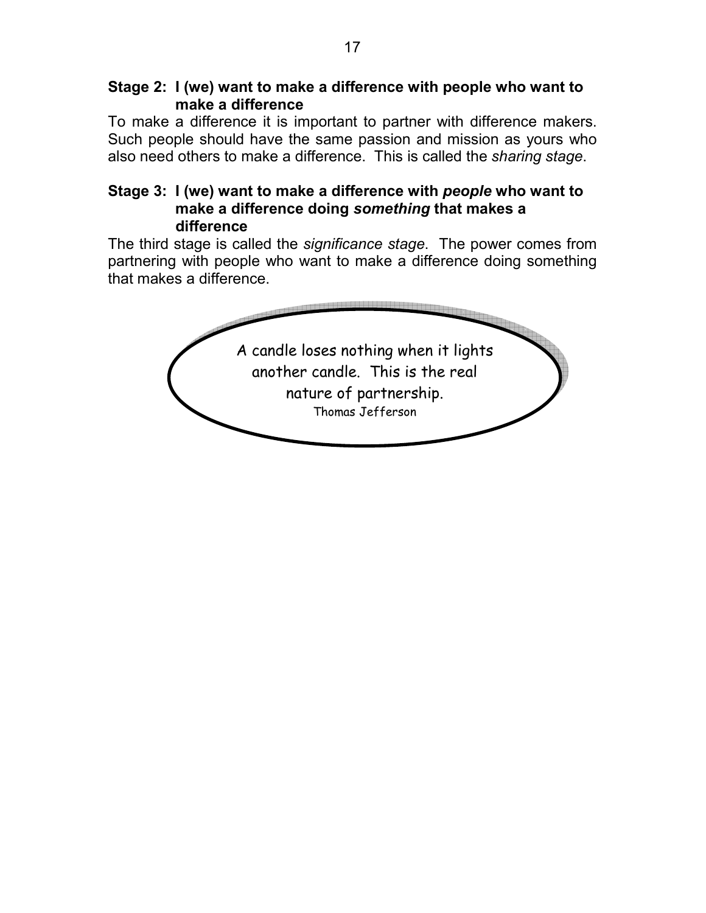**Stage 2: I (we) want to make a difference with people who want to make a difference**

To make a difference it is important to partner with difference makers. Such people should have the same passion and mission as yours who also need others to make a difference. This is called the *sharing stage*.

**Stage 3: I (we) want to make a difference with *people* who want to make a difference doing *something* that makes a difference**

The third stage is called the *significance stage*. The power comes from partnering with people who want to make a difference doing something that makes a difference.

> A candle loses nothing when it lights another candle. This is the real nature of partnership.
>
> Thomas Jefferson